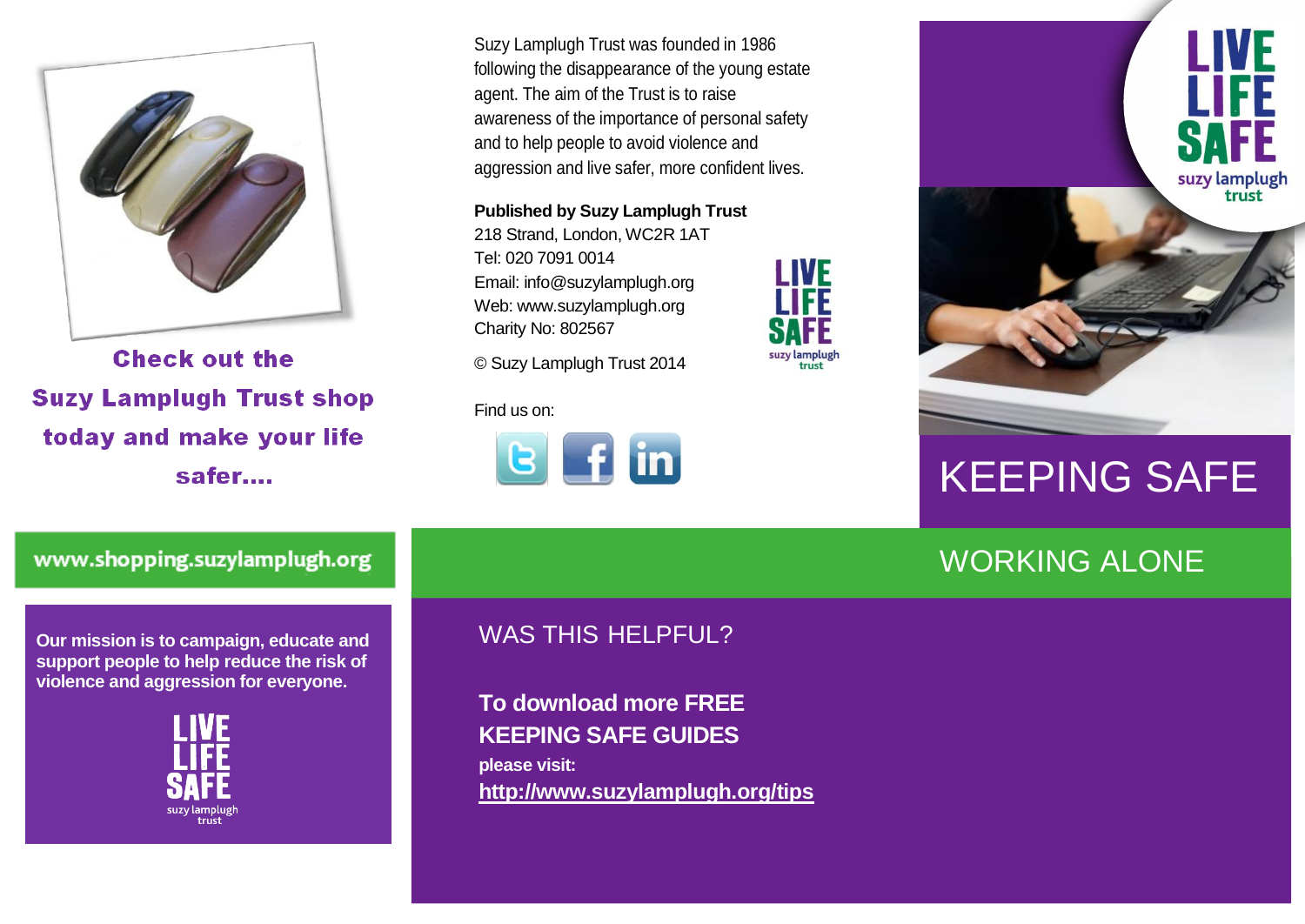Check out the Suzy Lamplugh Trust shop today and make your life safer....

www.shopping.suzylamplugh.org

**Our mission is to campaign, educate and support people to help reduce the risk of violence and aggression for everyone.**

LIVE LIFE SAFE
suzy lamplugh trust

Suzy Lamplugh Trust was founded in 1986 following the disappearance of the young estate agent. The aim of the Trust is to raise awareness of the importance of personal safety and to help people to avoid violence and aggression and live safer, more confident lives.

**Published by Suzy Lamplugh Trust**
218 Strand, London, WC2R 1AT
Tel: 020 7091 0014
Email: info@suzylamplugh.org
Web: www.suzylamplugh.org
Charity No: 802567

© Suzy Lamplugh Trust 2014

LIVE LIFE SAFE
suzy lamplugh trust

Find us on:

## WAS THIS HELPFUL?

**To download more FREE KEEPING SAFE GUIDES**
**please visit:**
**http://www.suzylamplugh.org/tips**

LIVE LIFE SAFE
suzy lamplugh trust

# KEEPING SAFE

## WORKING ALONE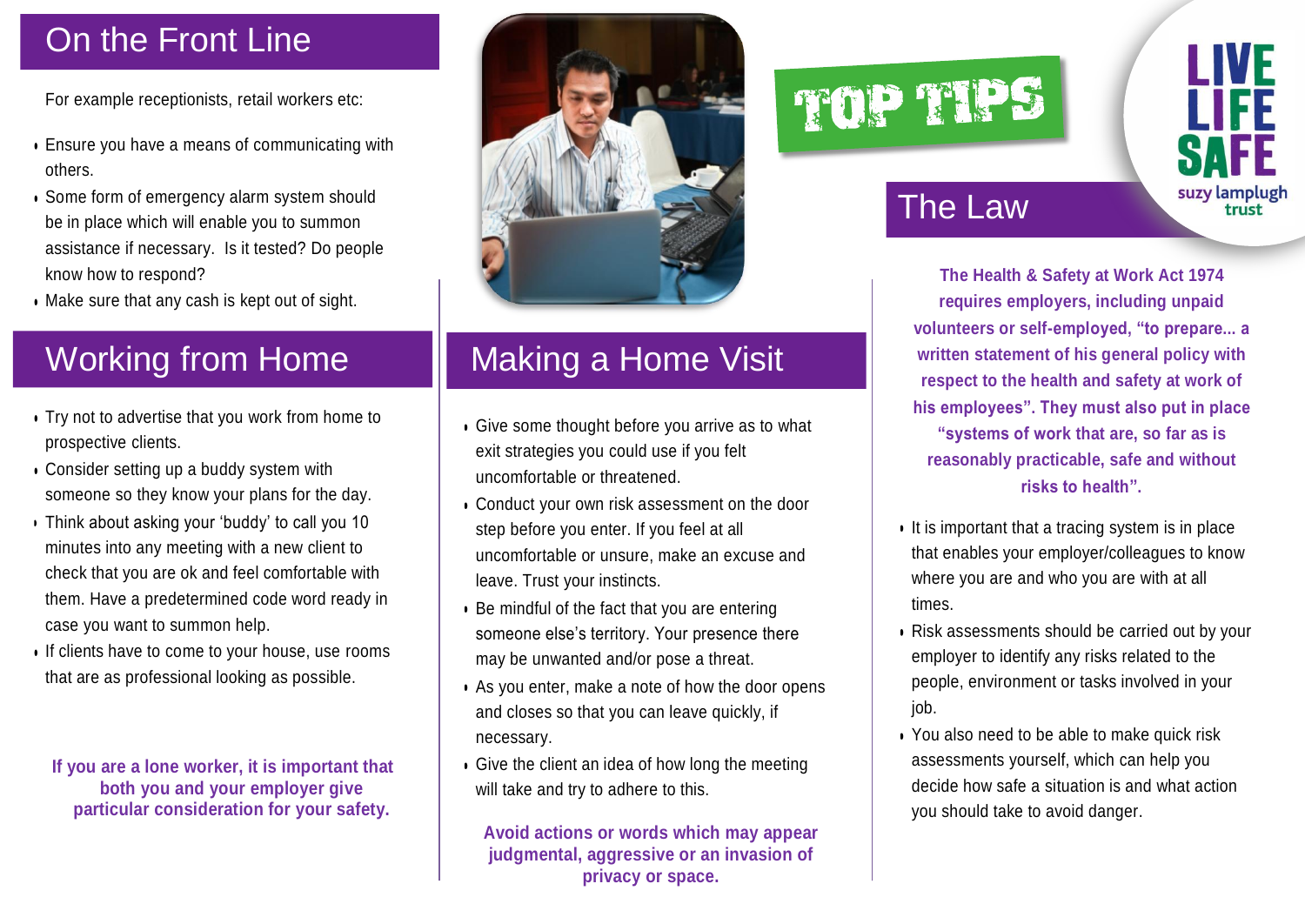## On the Front Line

For example receptionists, retail workers etc:

- Ensure you have a means of communicating with others.
- Some form of emergency alarm system should be in place which will enable you to summon assistance if necessary. Is it tested? Do people know how to respond?
- Make sure that any cash is kept out of sight.

## Working from Home

- Try not to advertise that you work from home to prospective clients.
- Consider setting up a buddy system with someone so they know your plans for the day.
- Think about asking your 'buddy' to call you 10 minutes into any meeting with a new client to check that you are ok and feel comfortable with them. Have a predetermined code word ready in case you want to summon help.
- If clients have to come to your house, use rooms that are as professional looking as possible.

**If you are a lone worker, it is important that both you and your employer give particular consideration for your safety.**

## Making a Home Visit

- Give some thought before you arrive as to what exit strategies you could use if you felt uncomfortable or threatened.
- Conduct your own risk assessment on the door step before you enter. If you feel at all uncomfortable or unsure, make an excuse and leave. Trust your instincts.
- Be mindful of the fact that you are entering someone else's territory. Your presence there may be unwanted and/or pose a threat.
- As you enter, make a note of how the door opens and closes so that you can leave quickly, if necessary.
- Give the client an idea of how long the meeting will take and try to adhere to this.

**Avoid actions or words which may appear judgmental, aggressive or an invasion of privacy or space.**

# TOP TIPS

LIVE LIFE SAFE

suzy lamplugh trust

## The Law

**The Health & Safety at Work Act 1974 requires employers, including unpaid volunteers or self-employed, "to prepare... a written statement of his general policy with respect to the health and safety at work of his employees". They must also put in place "systems of work that are, so far as is reasonably practicable, safe and without risks to health".**

- It is important that a tracing system is in place that enables your employer/colleagues to know where you are and who you are with at all times.
- Risk assessments should be carried out by your employer to identify any risks related to the people, environment or tasks involved in your job.
- You also need to be able to make quick risk assessments yourself, which can help you decide how safe a situation is and what action you should take to avoid danger.